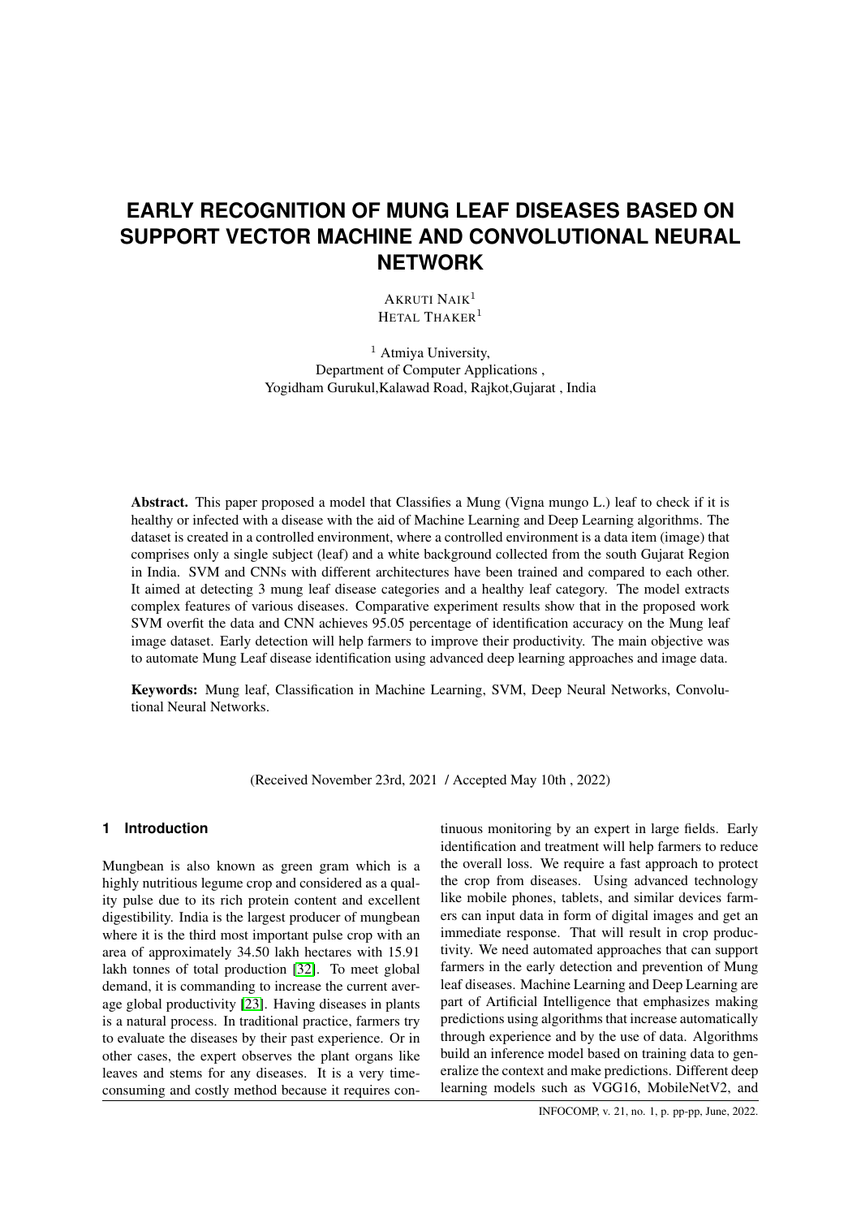# EARLY RECOGNITION OF MUNG LEAF DISEASES BASED ON SUPPORT VECTOR MACHINE AND CONVOLUTIONAL NEURAL NETWORK

AKRUTI NAIK[1]
HETAL THAKER[1]

[1] Atmiya University,
Department of Computer Applications ,
Yogidham Gurukul,Kalawad Road, Rajkot,Gujarat , India

**Abstract.** This paper proposed a model that Classifies a Mung (Vigna mungo L.) leaf to check if it is healthy or infected with a disease with the aid of Machine Learning and Deep Learning algorithms. The dataset is created in a controlled environment, where a controlled environment is a data item (image) that comprises only a single subject (leaf) and a white background collected from the south Gujarat Region in India. SVM and CNNs with different architectures have been trained and compared to each other. It aimed at detecting 3 mung leaf disease categories and a healthy leaf category. The model extracts complex features of various diseases. Comparative experiment results show that in the proposed work SVM overfit the data and CNN achieves 95.05 percentage of identification accuracy on the Mung leaf image dataset. Early detection will help farmers to improve their productivity. The main objective was to automate Mung Leaf disease identification using advanced deep learning approaches and image data.

**Keywords:** Mung leaf, Classification in Machine Learning, SVM, Deep Neural Networks, Convolutional Neural Networks.

(Received November 23rd, 2021 / Accepted May 10th , 2022)

## 1 Introduction

Mungbean is also known as green gram which is a highly nutritious legume crop and considered as a quality pulse due to its rich protein content and excellent digestibility. India is the largest producer of mungbean where it is the third most important pulse crop with an area of approximately 34.50 lakh hectares with 15.91 lakh tonnes of total production [32]. To meet global demand, it is commanding to increase the current average global productivity [23]. Having diseases in plants is a natural process. In traditional practice, farmers try to evaluate the diseases by their past experience. Or in other cases, the expert observes the plant organs like leaves and stems for any diseases. It is a very time-consuming and costly method because it requires continuous monitoring by an expert in large fields. Early identification and treatment will help farmers to reduce the overall loss. We require a fast approach to protect the crop from diseases. Using advanced technology like mobile phones, tablets, and similar devices farmers can input data in form of digital images and get an immediate response. That will result in crop productivity. We need automated approaches that can support farmers in the early detection and prevention of Mung leaf diseases. Machine Learning and Deep Learning are part of Artificial Intelligence that emphasizes making predictions using algorithms that increase automatically through experience and by the use of data. Algorithms build an inference model based on training data to generalize the context and make predictions. Different deep learning models such as VGG16, MobileNetV2, and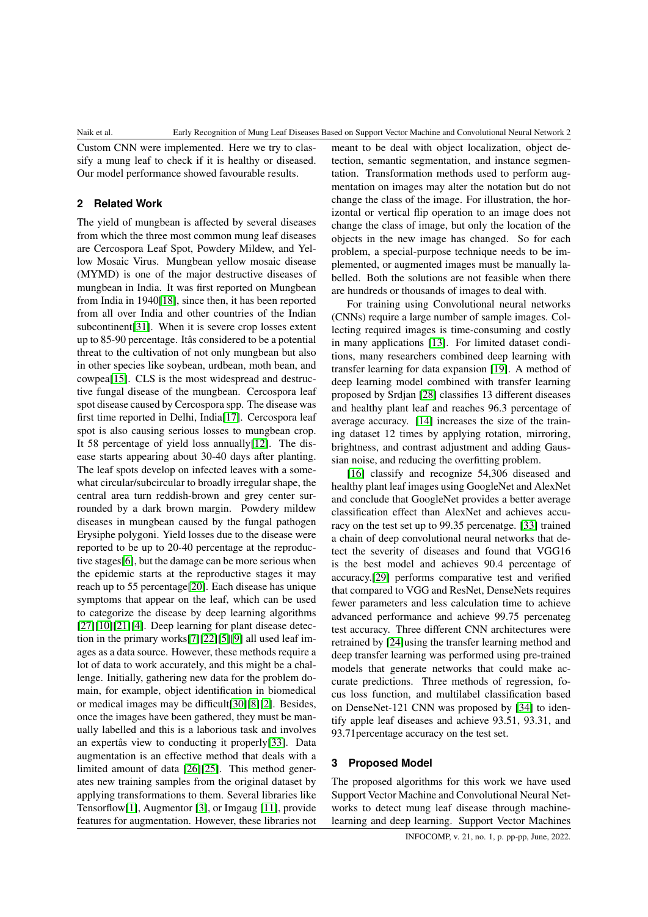Custom CNN were implemented. Here we try to classify a mung leaf to check if it is healthy or diseased. Our model performance showed favourable results.

## 2 Related Work

The yield of mungbean is affected by several diseases from which the three most common mung leaf diseases are Cercospora Leaf Spot, Powdery Mildew, and Yellow Mosaic Virus. Mungbean yellow mosaic disease (MYMD) is one of the major destructive diseases of mungbean in India. It was first reported on Mungbean from India in 1940[18], since then, it has been reported from all over India and other countries of the Indian subcontinent[31]. When it is severe crop losses extent up to 85-90 percentage. Itâs considered to be a potential threat to the cultivation of not only mungbean but also in other species like soybean, urdbean, moth bean, and cowpea[15]. CLS is the most widespread and destructive fungal disease of the mungbean. Cercospora leaf spot disease caused by Cercospora spp. The disease was first time reported in Delhi, India[17]. Cercospora leaf spot is also causing serious losses to mungbean crop. It 58 percentage of yield loss annually[12]. The disease starts appearing about 30-40 days after planting. The leaf spots develop on infected leaves with a somewhat circular/subcircular to broadly irregular shape, the central area turn reddish-brown and grey center surrounded by a dark brown margin. Powdery mildew diseases in mungbean caused by the fungal pathogen Erysiphe polygoni. Yield losses due to the disease were reported to be up to 20-40 percentage at the reproductive stages[6], but the damage can be more serious when the epidemic starts at the reproductive stages it may reach up to 55 percentage[20]. Each disease has unique symptoms that appear on the leaf, which can be used to categorize the disease by deep learning algorithms [27][10][21][4]. Deep learning for plant disease detection in the primary works[7][22][5][9] all used leaf images as a data source. However, these methods require a lot of data to work accurately, and this might be a challenge. Initially, gathering new data for the problem domain, for example, object identification in biomedical or medical images may be difficult[30][8][2]. Besides, once the images have been gathered, they must be manually labelled and this is a laborious task and involves an expertâs view to conducting it properly[33]. Data augmentation is an effective method that deals with a limited amount of data [26][25]. This method generates new training samples from the original dataset by applying transformations to them. Several libraries like Tensorflow[1], Augmentor [3], or Imgaug [11], provide features for augmentation. However, these libraries not meant to be deal with object localization, object detection, semantic segmentation, and instance segmentation. Transformation methods used to perform augmentation on images may alter the notation but do not change the class of the image. For illustration, the horizontal or vertical flip operation to an image does not change the class of image, but only the location of the objects in the new image has changed. So for each problem, a special-purpose technique needs to be implemented, or augmented images must be manually labelled. Both the solutions are not feasible when there are hundreds or thousands of images to deal with.

For training using Convolutional neural networks (CNNs) require a large number of sample images. Collecting required images is time-consuming and costly in many applications [13]. For limited dataset conditions, many researchers combined deep learning with transfer learning for data expansion [19]. A method of deep learning model combined with transfer learning proposed by Srdjan [28] classifies 13 different diseases and healthy plant leaf and reaches 96.3 percentage of average accuracy. [14] increases the size of the training dataset 12 times by applying rotation, mirroring, brightness, and contrast adjustment and adding Gaussian noise, and reducing the overfitting problem.

[16] classify and recognize 54,306 diseased and healthy plant leaf images using GoogleNet and AlexNet and conclude that GoogleNet provides a better average classification effect than AlexNet and achieves accuracy on the test set up to 99.35 percenatge. [33] trained a chain of deep convolutional neural networks that detect the severity of diseases and found that VGG16 is the best model and achieves 90.4 percentage of accuracy.[29] performs comparative test and verified that compared to VGG and ResNet, DenseNets requires fewer parameters and less calculation time to achieve advanced performance and achieve 99.75 percenateg test accuracy. Three different CNN architectures were retrained by [24]using the transfer learning method and deep transfer learning was performed using pre-trained models that generate networks that could make accurate predictions. Three methods of regression, focus loss function, and multilabel classification based on DenseNet-121 CNN was proposed by [34] to identify apple leaf diseases and achieve 93.51, 93.31, and 93.71percentage accuracy on the test set.

## 3 Proposed Model

The proposed algorithms for this work we have used Support Vector Machine and Convolutional Neural Networks to detect mung leaf disease through machine-learning and deep learning. Support Vector Machines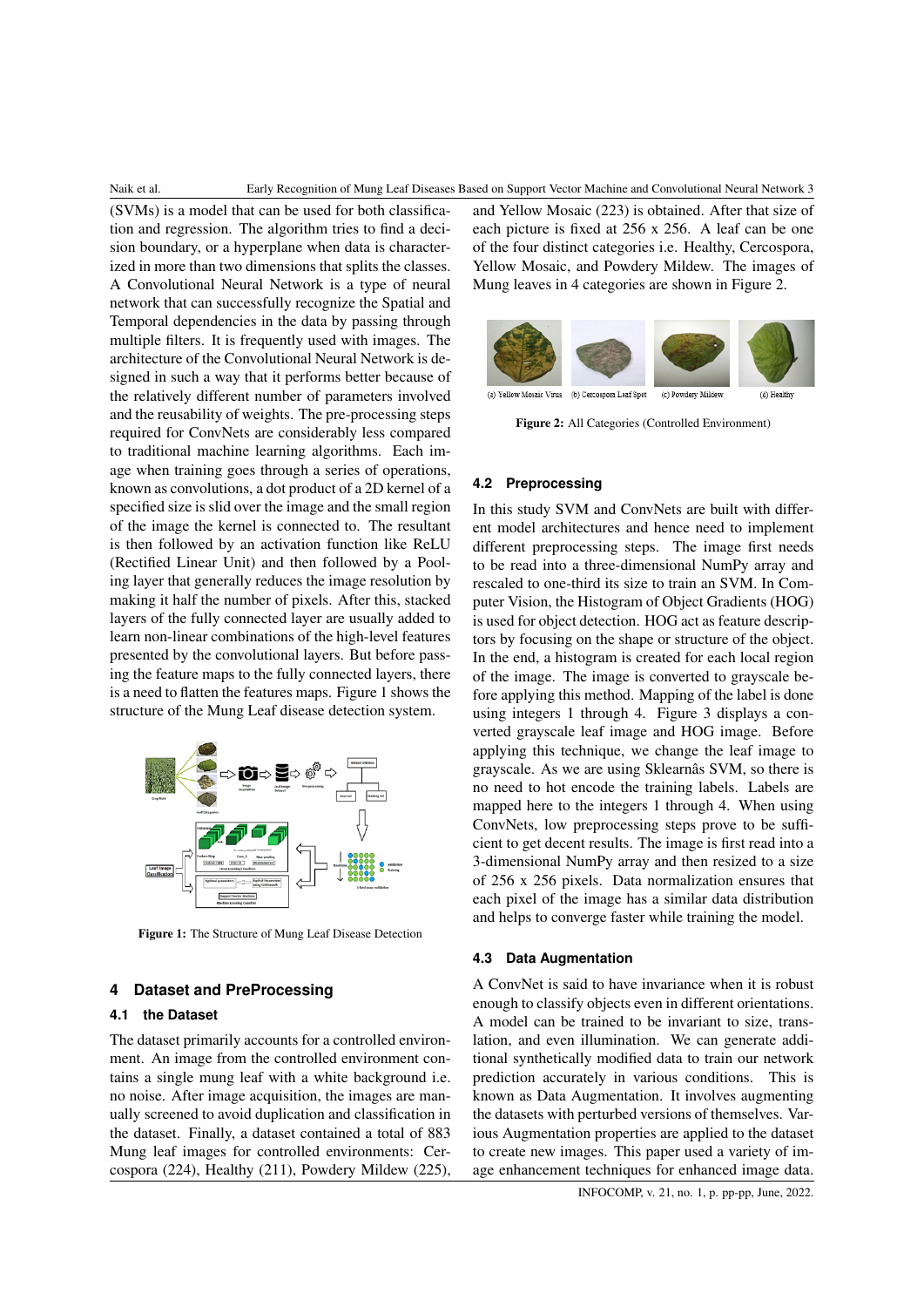(SVMs) is a model that can be used for both classification and regression. The algorithm tries to find a decision boundary, or a hyperplane when data is characterized in more than two dimensions that splits the classes. A Convolutional Neural Network is a type of neural network that can successfully recognize the Spatial and Temporal dependencies in the data by passing through multiple filters. It is frequently used with images. The architecture of the Convolutional Neural Network is designed in such a way that it performs better because of the relatively different number of parameters involved and the reusability of weights. The pre-processing steps required for ConvNets are considerably less compared to traditional machine learning algorithms. Each image when training goes through a series of operations, known as convolutions, a dot product of a 2D kernel of a specified size is slid over the image and the small region of the image the kernel is connected to. The resultant is then followed by an activation function like ReLU (Rectified Linear Unit) and then followed by a Pooling layer that generally reduces the image resolution by making it half the number of pixels. After this, stacked layers of the fully connected layer are usually added to learn non-linear combinations of the high-level features presented by the convolutional layers. But before passing the feature maps to the fully connected layers, there is a need to flatten the features maps. Figure 1 shows the structure of the Mung Leaf disease detection system.

**Figure 1:** The Structure of Mung Leaf Disease Detection

## 4 Dataset and PreProcessing

### 4.1 the Dataset

The dataset primarily accounts for a controlled environment. An image from the controlled environment contains a single mung leaf with a white background i.e. no noise. After image acquisition, the images are manually screened to avoid duplication and classification in the dataset. Finally, a dataset contained a total of 883 Mung leaf images for controlled environments: Cercospora (224), Healthy (211), Powdery Mildew (225), and Yellow Mosaic (223) is obtained. After that size of each picture is fixed at 256 x 256. A leaf can be one of the four distinct categories i.e. Healthy, Cercospora, Yellow Mosaic, and Powdery Mildew. The images of Mung leaves in 4 categories are shown in Figure 2.

(a) Yellow Mosaic Virus (b) Cercospora Leaf Spot (c) Powdery Mildew (d) Healthy

**Figure 2:** All Categories (Controlled Environment)

### 4.2 Preprocessing

In this study SVM and ConvNets are built with different model architectures and hence need to implement different preprocessing steps. The image first needs to be read into a three-dimensional NumPy array and rescaled to one-third its size to train an SVM. In Computer Vision, the Histogram of Object Gradients (HOG) is used for object detection. HOG act as feature descriptors by focusing on the shape or structure of the object. In the end, a histogram is created for each local region of the image. The image is converted to grayscale before applying this method. Mapping of the label is done using integers 1 through 4. Figure 3 displays a converted grayscale leaf image and HOG image. Before applying this technique, we change the leaf image to grayscale. As we are using Sklearnâs SVM, so there is no need to hot encode the training labels. Labels are mapped here to the integers 1 through 4. When using ConvNets, low preprocessing steps prove to be sufficient to get decent results. The image is first read into a 3-dimensional NumPy array and then resized to a size of 256 x 256 pixels. Data normalization ensures that each pixel of the image has a similar data distribution and helps to converge faster while training the model.

### 4.3 Data Augmentation

A ConvNet is said to have invariance when it is robust enough to classify objects even in different orientations. A model can be trained to be invariant to size, translation, and even illumination. We can generate additional synthetically modified data to train our network prediction accurately in various conditions. This is known as Data Augmentation. It involves augmenting the datasets with perturbed versions of themselves. Various Augmentation properties are applied to the dataset to create new images. This paper used a variety of image enhancement techniques for enhanced image data.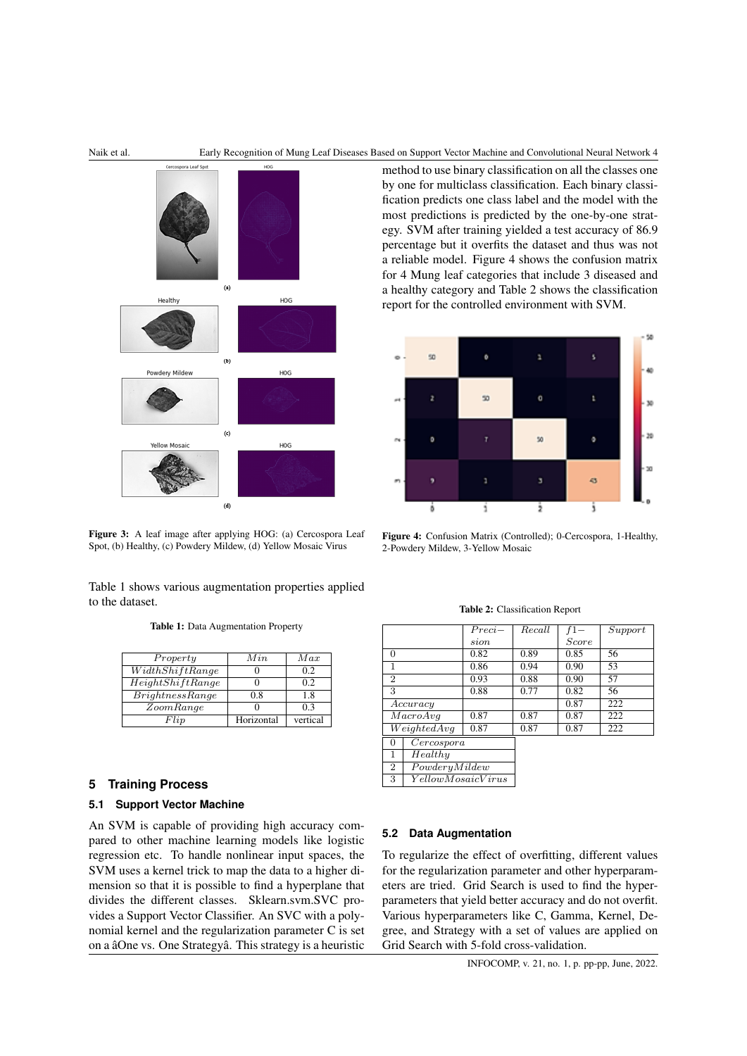Cercospora Leaf Spot

HOG

(a)

Healthy

HOG

(b)

Powdery Mildew

HOG

(c)

Yellow Mosaic

HOG

(d)

**Figure 3:** A leaf image after applying HOG: (a) Cercospora Leaf Spot, (b) Healthy, (c) Powdery Mildew, (d) Yellow Mosaic Virus

Table 1 shows various augmentation properties applied to the dataset.

**Table 1:** Data Augmentation Property

| $Property$ | $Min$ | $Max$ |
|---|---|---|
| $WidthShiftRange$ | 0 | 0.2 |
| $HeightShiftRange$ | 0 | 0.2 |
| $BrightnessRange$ | 0.8 | 1.8 |
| $ZoomRange$ | 0 | 0.3 |
| $Flip$ | Horizontal | vertical |

## 5 Training Process

### 5.1 Support Vector Machine

An SVM is capable of providing high accuracy compared to other machine learning models like logistic regression etc. To handle nonlinear input spaces, the SVM uses a kernel trick to map the data to a higher dimension so that it is possible to find a hyperplane that divides the different classes. Sklearn.svm.SVC provides a Support Vector Classifier. An SVC with a polynomial kernel and the regularization parameter C is set on a âOne vs. One Strategyâ. This strategy is a heuristic method to use binary classification on all the classes one by one for multiclass classification. Each binary classification predicts one class label and the model with the most predictions is predicted by the one-by-one strategy. SVM after training yielded a test accuracy of 86.9 percentage but it overfits the dataset and thus was not a reliable model. Figure 4 shows the confusion matrix for 4 Mung leaf categories that include 3 diseased and a healthy category and Table 2 shows the classification report for the controlled environment with SVM.

0 1 2 3

50 0 1 5
2 50 0 1
0 7 50 0
9 1 3 43

0 10 20 30 40 50

**Figure 4:** Confusion Matrix (Controlled); 0-Cercospora, 1-Healthy, 2-Powdery Mildew, 3-Yellow Mosaic

**Table 2:** Classification Report

| | $Preci-sion$ | $Recall$ | $f1-Score$ | $Support$ |
|---|---|---|---|---|
| 0 | 0.82 | 0.89 | 0.85 | 56 |
| 1 | 0.86 | 0.94 | 0.90 | 53 |
| 2 | 0.93 | 0.88 | 0.90 | 57 |
| 3 | 0.88 | 0.77 | 0.82 | 56 |
| $Accuracy$ | | | 0.87 | 222 |
| $MacroAvg$ | 0.87 | 0.87 | 0.87 | 222 |
| $WeightedAvg$ | 0.87 | 0.87 | 0.87 | 222 |

| | |
|---|---|
| 0 | $Cercospora$ |
| 1 | $Healthy$ |
| 2 | $PowderyMildew$ |
| 3 | $YellowMosaicVirus$ |

### 5.2 Data Augmentation

To regularize the effect of overfitting, different values for the regularization parameter and other hyperparameters are tried. Grid Search is used to find the hyperparameters that yield better accuracy and do not overfit. Various hyperparameters like C, Gamma, Kernel, Degree, and Strategy with a set of values are applied on Grid Search with 5-fold cross-validation.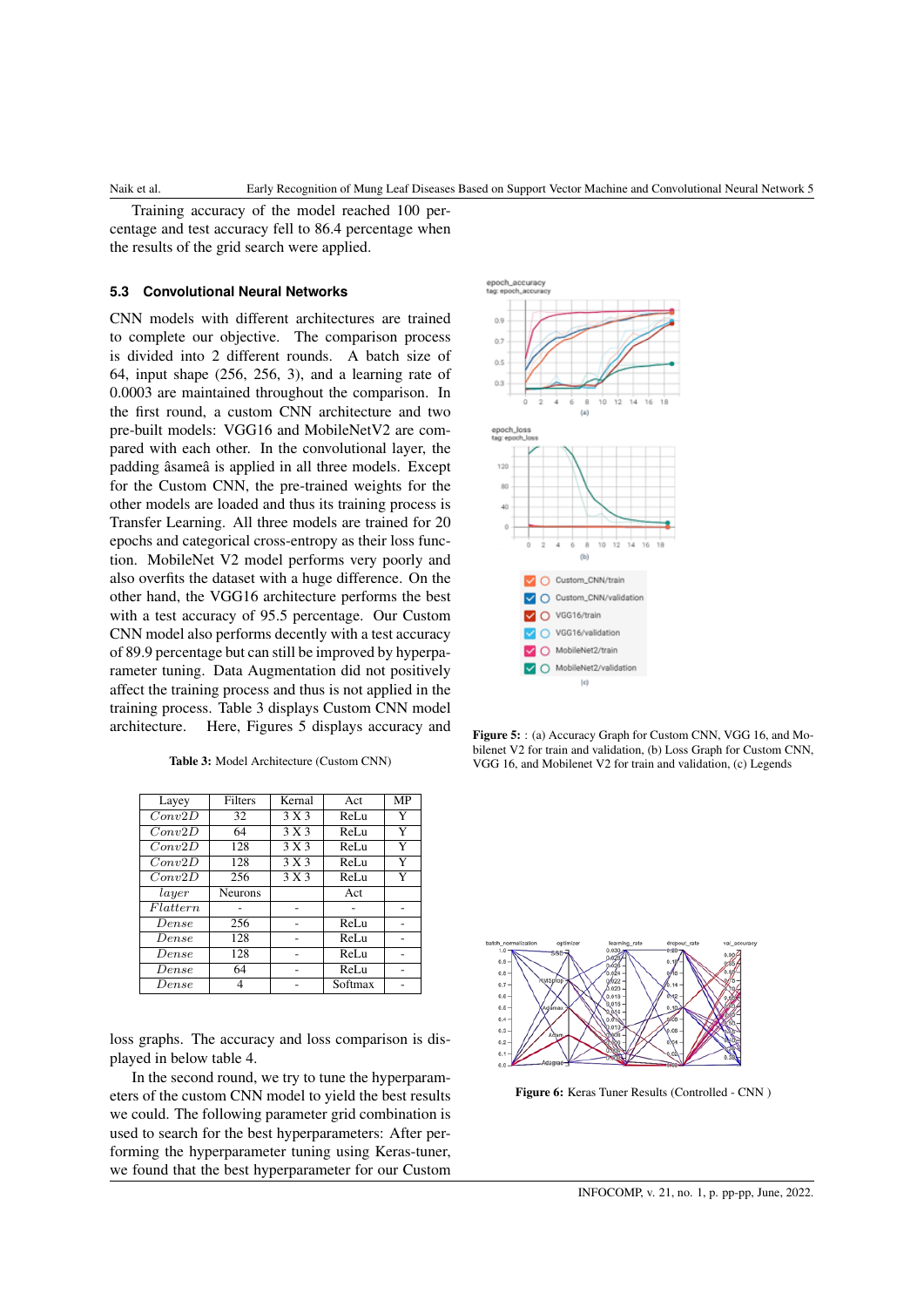Training accuracy of the model reached 100 percentage and test accuracy fell to 86.4 percentage when the results of the grid search were applied.

### 5.3 Convolutional Neural Networks

CNN models with different architectures are trained to complete our objective. The comparison process is divided into 2 different rounds. A batch size of 64, input shape (256, 256, 3), and a learning rate of 0.0003 are maintained throughout the comparison. In the first round, a custom CNN architecture and two pre-built models: VGG16 and MobileNetV2 are compared with each other. In the convolutional layer, the padding âsameâ is applied in all three models. Except for the Custom CNN, the pre-trained weights for the other models are loaded and thus its training process is Transfer Learning. All three models are trained for 20 epochs and categorical cross-entropy as their loss function. MobileNet V2 model performs very poorly and also overfits the dataset with a huge difference. On the other hand, the VGG16 architecture performs the best with a test accuracy of 95.5 percentage. Our Custom CNN model also performs decently with a test accuracy of 89.9 percentage but can still be improved by hyperparameter tuning. Data Augmentation did not positively affect the training process and thus is not applied in the training process. Table 3 displays Custom CNN model architecture. Here, Figures 5 displays accuracy and loss graphs. The accuracy and loss comparison is displayed in below table 4.

**Table 3:** Model Architecture (Custom CNN)

| Layey | Filters | Kernal | Act | MP |
|---|---|---|---|---|
| *Conv2D* | 32 | 3 X 3 | ReLu | Y |
| *Conv2D* | 64 | 3 X 3 | ReLu | Y |
| *Conv2D* | 128 | 3 X 3 | ReLu | Y |
| *Conv2D* | 128 | 3 X 3 | ReLu | Y |
| *Conv2D* | 256 | 3 X 3 | ReLu | Y |
| *layer* | Neurons | | Act | |
| *Flattern* | - | - | - | - |
| *Dense* | 256 | - | ReLu | - |
| *Dense* | 128 | - | ReLu | - |
| *Dense* | 128 | - | ReLu | - |
| *Dense* | 64 | - | ReLu | - |
| *Dense* | 4 | - | Softmax | - |

In the second round, we try to tune the hyperparameters of the custom CNN model to yield the best results we could. The following parameter grid combination is used to search for the best hyperparameters: After performing the hyperparameter tuning using Keras-tuner, we found that the best hyperparameter for our Custom

epoch_accuracy
tag: epoch_accuracy
(a)

epoch_loss
tag: epoch_loss
(b)

Custom_CNN/train
Custom_CNN/validation
VGG16/train
VGG16/validation
MobileNet2/train
MobileNet2/validation
(c)

**Figure 5:** : (a) Accuracy Graph for Custom CNN, VGG 16, and Mobilenet V2 for train and validation, (b) Loss Graph for Custom CNN, VGG 16, and Mobilenet V2 for train and validation, (c) Legends

batch_normalization
optimizer
learning_rate
dropout_rate
val_accuracy
SGD
RMSprop
Adamax
Adam
Adagrad

**Figure 6:** Keras Tuner Results (Controlled - CNN )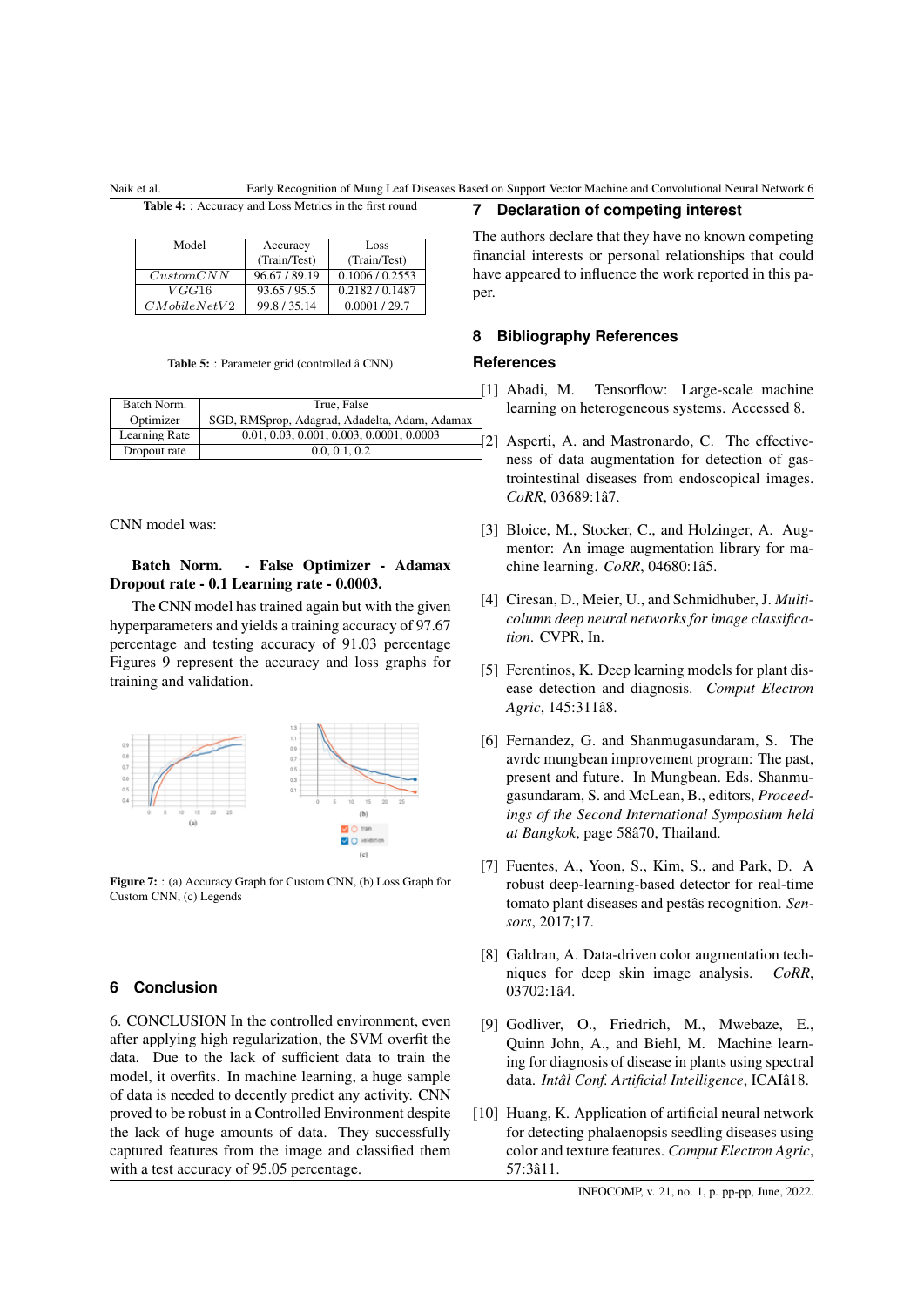Table 4: : Accuracy and Loss Metrics in the first round

| Model | Accuracy (Train/Test) | Loss (Train/Test) |
|---|---|---|
| $CustomCNN$ | 96.67 / 89.19 | 0.1006 / 0.2553 |
| $VGG16$ | 93.65 / 95.5 | 0.2182 / 0.1487 |
| $CMobileNetV2$ | 99.8 / 35.14 | 0.0001 / 29.7 |

Table 5: : Parameter grid (controlled â CNN)

| | |
|---|---|
| Batch Norm. | True, False |
| Optimizer | SGD, RMSprop, Adagrad, Adadelta, Adam, Adamax |
| Learning Rate | 0.01, 0.03, 0.001, 0.003, 0.0001, 0.0003 |
| Dropout rate | 0.0, 0.1, 0.2 |

CNN model was:

**Batch Norm. - False Optimizer - Adamax Dropout rate - 0.1 Learning rate - 0.0003.**

The CNN model has trained again but with the given hyperparameters and yields a training accuracy of 97.67 percentage and testing accuracy of 91.03 percentage Figures 9 represent the accuracy and loss graphs for training and validation.

Figure 7: : (a) Accuracy Graph for Custom CNN, (b) Loss Graph for Custom CNN, (c) Legends

## 6 Conclusion

6. CONCLUSION In the controlled environment, even after applying high regularization, the SVM overfit the data. Due to the lack of sufficient data to train the model, it overfits. In machine learning, a huge sample of data is needed to decently predict any activity. CNN proved to be robust in a Controlled Environment despite the lack of huge amounts of data. They successfully captured features from the image and classified them with a test accuracy of 95.05 percentage.

## 7 Declaration of competing interest

The authors declare that they have no known competing financial interests or personal relationships that could have appeared to influence the work reported in this paper.

## 8 Bibliography References

### References

[1] Abadi, M. Tensorflow: Large-scale machine learning on heterogeneous systems. Accessed 8.

[2] Asperti, A. and Mastronardo, C. The effectiveness of data augmentation for detection of gastrointestinal diseases from endoscopical images. *CoRR*, 03689:1â7.

[3] Bloice, M., Stocker, C., and Holzinger, A. Augmentor: An image augmentation library for machine learning. *CoRR*, 04680:1â5.

[4] Ciresan, D., Meier, U., and Schmidhuber, J. *Multi-column deep neural networks for image classification*. CVPR, In.

[5] Ferentinos, K. Deep learning models for plant disease detection and diagnosis. *Comput Electron Agric*, 145:311â8.

[6] Fernandez, G. and Shanmugasundaram, S. The avrdc mungbean improvement program: The past, present and future. In Mungbean. Eds. Shanmugasundaram, S. and McLean, B., editors, *Proceedings of the Second International Symposium held at Bangkok*, page 58â70, Thailand.

[7] Fuentes, A., Yoon, S., Kim, S., and Park, D. A robust deep-learning-based detector for real-time tomato plant diseases and pestâs recognition. *Sensors*, 2017;17.

[8] Galdran, A. Data-driven color augmentation techniques for deep skin image analysis. *CoRR*, 03702:1â4.

[9] Godliver, O., Friedrich, M., Mwebaze, E., Quinn John, A., and Biehl, M. Machine learning for diagnosis of disease in plants using spectral data. *Intâl Conf. Artificial Intelligence*, ICAIâ18.

[10] Huang, K. Application of artificial neural network for detecting phalaenopsis seedling diseases using color and texture features. *Comput Electron Agric*, 57:3â11.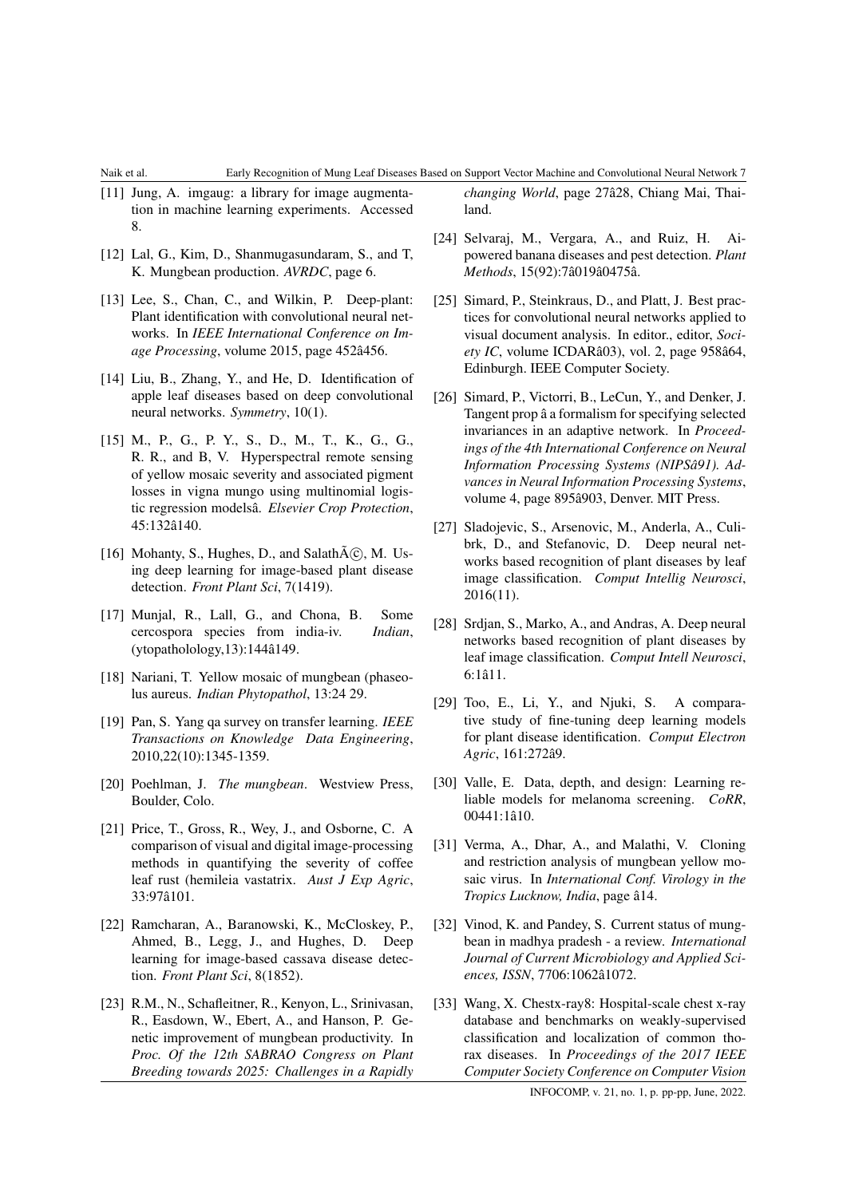[11] Jung, A. imgaug: a library for image augmentation in machine learning experiments. Accessed 8.

[12] Lal, G., Kim, D., Shanmugasundaram, S., and T, K. Mungbean production. *AVRDC*, page 6.

[13] Lee, S., Chan, C., and Wilkin, P. Deep-plant: Plant identification with convolutional neural networks. In *IEEE International Conference on Image Processing*, volume 2015, page 452â456.

[14] Liu, B., Zhang, Y., and He, D. Identification of apple leaf diseases based on deep convolutional neural networks. *Symmetry*, 10(1).

[15] M., P., G., P. Y., S., D., M., T., K., G., G., R. R., and B, V. Hyperspectral remote sensing of yellow mosaic severity and associated pigment losses in vigna mungo using multinomial logistic regression modelsâ. *Elsevier Crop Protection*, 45:132â140.

[16] Mohanty, S., Hughes, D., and SalathÃ©, M. Using deep learning for image-based plant disease detection. *Front Plant Sci*, 7(1419).

[17] Munjal, R., Lall, G., and Chona, B. Some cercospora species from india-iv. *Indian*, (ytopathology,13):144â149.

[18] Nariani, T. Yellow mosaic of mungbean (phaseolus aureus. *Indian Phytopathol*, 13:24 29.

[19] Pan, S. Yang qa survey on transfer learning. *IEEE Transactions on Knowledge Data Engineering*, 2010,22(10):1345-1359.

[20] Poehlman, J. *The mungbean*. Westview Press, Boulder, Colo.

[21] Price, T., Gross, R., Wey, J., and Osborne, C. A comparison of visual and digital image-processing methods in quantifying the severity of coffee leaf rust (hemileia vastatrix. *Aust J Exp Agric*, 33:97â101.

[22] Ramcharan, A., Baranowski, K., McCloskey, P., Ahmed, B., Legg, J., and Hughes, D. Deep learning for image-based cassava disease detection. *Front Plant Sci*, 8(1852).

[23] R.M., N., Schafleitner, R., Kenyon, L., Srinivasan, R., Easdown, W., Ebert, A., and Hanson, P. Genetic improvement of mungbean productivity. In *Proc. Of the 12th SABRAO Congress on Plant Breeding towards 2025: Challenges in a Rapidly changing World*, page 27â28, Chiang Mai, Thailand.

[24] Selvaraj, M., Vergara, A., and Ruiz, H. Ai-powered banana diseases and pest detection. *Plant Methods*, 15(92):7â019â0475â.

[25] Simard, P., Steinkraus, D., and Platt, J. Best practices for convolutional neural networks applied to visual document analysis. In editor., editor, *Society IC*, volume ICDARâ03), vol. 2, page 958â64, Edinburgh. IEEE Computer Society.

[26] Simard, P., Victorri, B., LeCun, Y., and Denker, J. Tangent prop â a formalism for specifying selected invariances in an adaptive network. In *Proceedings of the 4th International Conference on Neural Information Processing Systems (NIPSâ91). Advances in Neural Information Processing Systems*, volume 4, page 895â903, Denver. MIT Press.

[27] Sladojevic, S., Arsenovic, M., Anderla, A., Culibrk, D., and Stefanovic, D. Deep neural networks based recognition of plant diseases by leaf image classification. *Comput Intellig Neurosci*, 2016(11).

[28] Srdjan, S., Marko, A., and Andras, A. Deep neural networks based recognition of plant diseases by leaf image classification. *Comput Intell Neurosci*, 6:1â11.

[29] Too, E., Li, Y., and Njuki, S. A comparative study of fine-tuning deep learning models for plant disease identification. *Comput Electron Agric*, 161:272â9.

[30] Valle, E. Data, depth, and design: Learning reliable models for melanoma screening. *CoRR*, 00441:1â10.

[31] Verma, A., Dhar, A., and Malathi, V. Cloning and restriction analysis of mungbean yellow mosaic virus. In *International Conf. Virology in the Tropics Lucknow, India*, page â14.

[32] Vinod, K. and Pandey, S. Current status of mungbean in madhya pradesh - a review. *International Journal of Current Microbiology and Applied Sciences, ISSN*, 7706:1062â1072.

[33] Wang, X. Chestx-ray8: Hospital-scale chest x-ray database and benchmarks on weakly-supervised classification and localization of common thorax diseases. In *Proceedings of the 2017 IEEE Computer Society Conference on Computer Vision*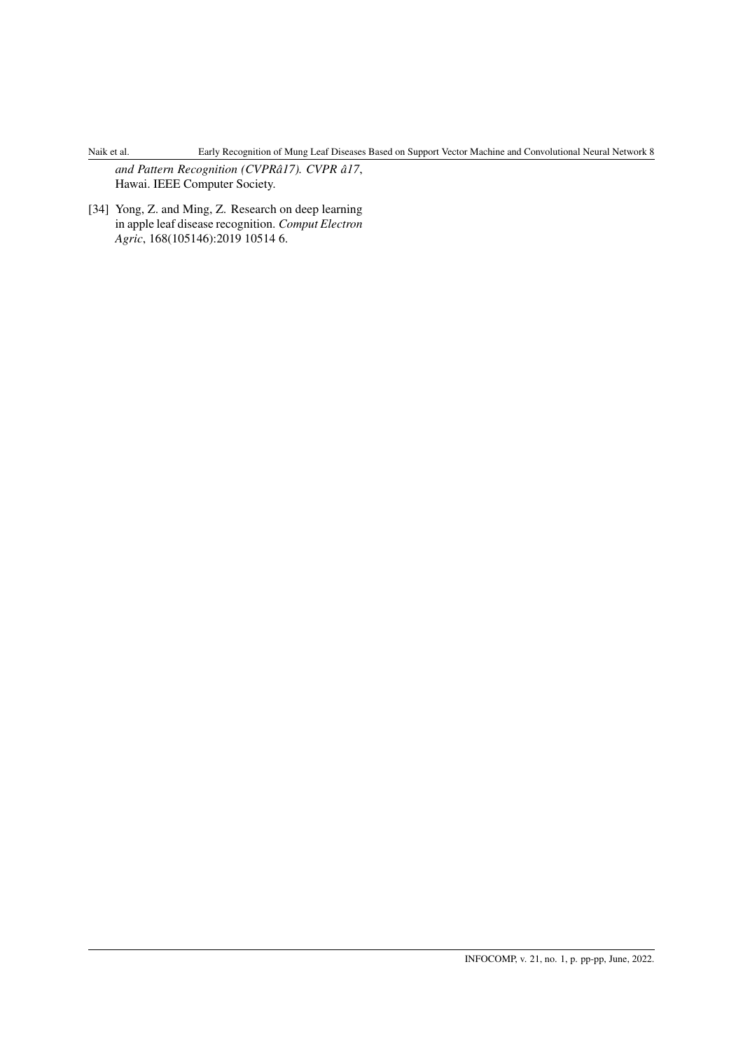*and Pattern Recognition (CVPRâ17). CVPR â17*, Hawai. IEEE Computer Society.

[34] Yong, Z. and Ming, Z. Research on deep learning in apple leaf disease recognition. *Comput Electron Agric*, 168(105146):2019 10514 6.